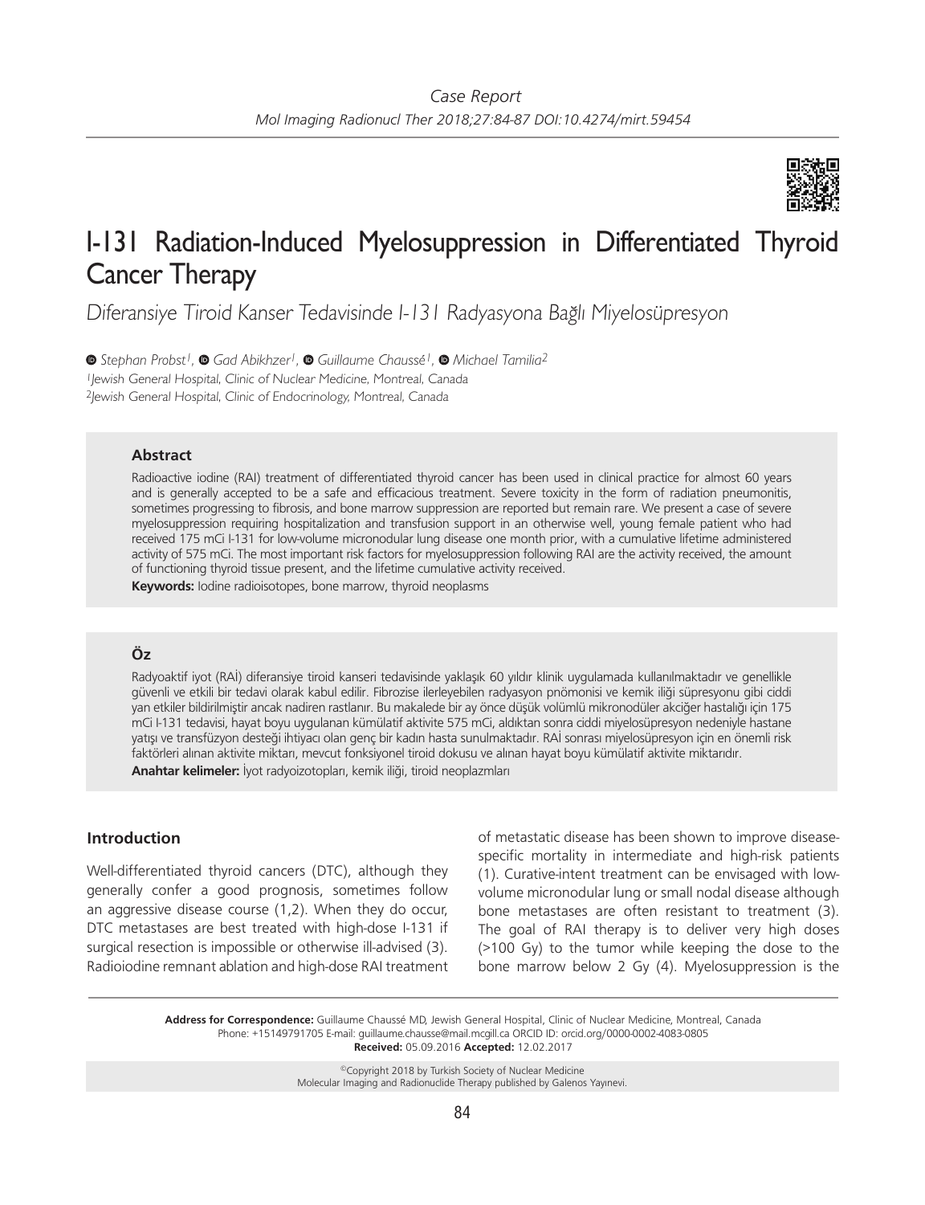# I-131 Radiation-Induced Myelosuppression in Differentiated Thyroid Cancer Therapy

*Diferansiye Tiroid Kanser Tedavisinde I-131 Radyasyona Bağlı Miyelosüpresyon*

*Stephan Probst[1], Gad Abikhzer[1], Guillaume Chaussé[1], Michael Tamilia[2]*

[1]Jewish General Hospital, Clinic of Nuclear Medicine, Montreal, Canada

[2]Jewish General Hospital, Clinic of Endocrinology, Montreal, Canada

### Abstract

Radioactive iodine (RAI) treatment of differentiated thyroid cancer has been used in clinical practice for almost 60 years and is generally accepted to be a safe and efficacious treatment. Severe toxicity in the form of radiation pneumonitis, sometimes progressing to fibrosis, and bone marrow suppression are reported but remain rare. We present a case of severe myelosuppression requiring hospitalization and transfusion support in an otherwise well, young female patient who had received 175 mCi I-131 for low-volume micronodular lung disease one month prior, with a cumulative lifetime administered activity of 575 mCi. The most important risk factors for myelosuppression following RAI are the activity received, the amount of functioning thyroid tissue present, and the lifetime cumulative activity received.

**Keywords:** Iodine radioisotopes, bone marrow, thyroid neoplasms

### Öz

Radyoaktif iyot (RAİ) diferansiye tiroid kanseri tedavisinde yaklaşık 60 yıldır klinik uygulamada kullanılmaktadır ve genellikle güvenli ve etkili bir tedavi olarak kabul edilir. Fibrozise ilerleyebilen radyasyon pnömonisi ve kemik iliği süpresyonu gibi ciddi yan etkiler bildirilmiştir ancak nadiren rastlanır. Bu makalede bir ay önce düşük volümlü mikronodüler akciğer hastalığı için 175 mCi I-131 tedavisi, hayat boyu uygulanan kümülatif aktivite 575 mCi, aldıktan sonra ciddi miyelosüpresyon nedeniyle hastane yatışı ve transfüzyon desteği ihtiyacı olan genç bir kadın hasta sunulmaktadır. RAİ sonrası miyelosüpresyon için en önemli risk faktörleri alınan aktivite miktarı, mevcut fonksiyonel tiroid dokusu ve alınan hayat boyu kümülatif aktivite miktarıdır.

**Anahtar kelimeler:** İyot radyoizotopları, kemik iliği, tiroid neoplazmları

## Introduction

Well-differentiated thyroid cancers (DTC), although they generally confer a good prognosis, sometimes follow an aggressive disease course (1,2). When they do occur, DTC metastases are best treated with high-dose I-131 if surgical resection is impossible or otherwise ill-advised (3). Radioiodine remnant ablation and high-dose RAI treatment of metastatic disease has been shown to improve disease-specific mortality in intermediate and high-risk patients (1). Curative-intent treatment can be envisaged with low-volume micronodular lung or small nodal disease although bone metastases are often resistant to treatment (3). The goal of RAI therapy is to deliver very high doses (>100 Gy) to the tumor while keeping the dose to the bone marrow below 2 Gy (4). Myelosuppression is the

**Address for Correspondence:** Guillaume Chaussé MD, Jewish General Hospital, Clinic of Nuclear Medicine, Montreal, Canada
Phone: +15149791705 E-mail: guillaume.chausse@mail.mcgill.ca ORCID ID: orcid.org/0000-0002-4083-0805
**Received:** 05.09.2016 **Accepted:** 12.02.2017

©Copyright 2018 by Turkish Society of Nuclear Medicine
Molecular Imaging and Radionuclide Therapy published by Galenos Yayınevi.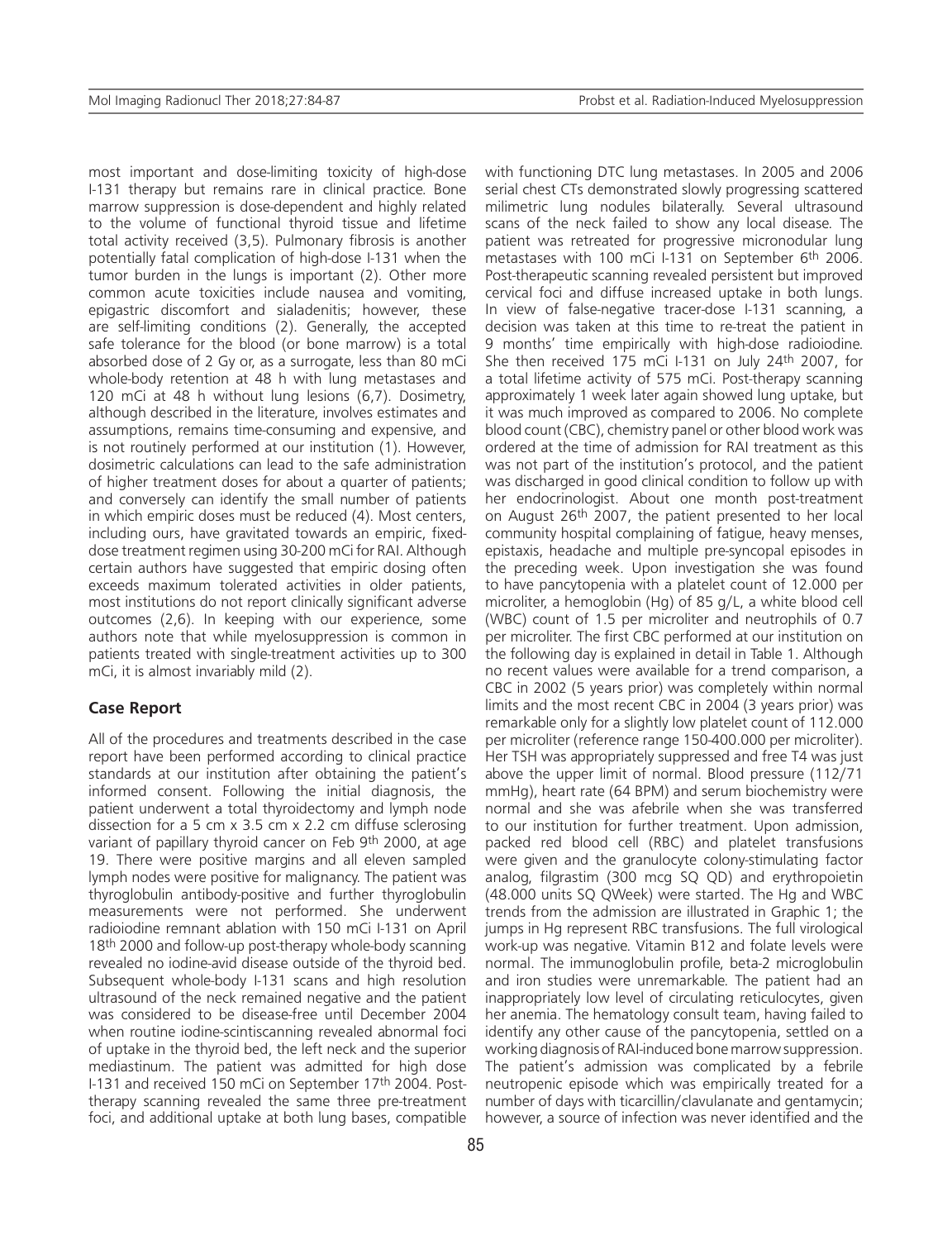most important and dose-limiting toxicity of high-dose I-131 therapy but remains rare in clinical practice. Bone marrow suppression is dose-dependent and highly related to the volume of functional thyroid tissue and lifetime total activity received (3,5). Pulmonary fibrosis is another potentially fatal complication of high-dose I-131 when the tumor burden in the lungs is important (2). Other more common acute toxicities include nausea and vomiting, epigastric discomfort and sialadenitis; however, these are self-limiting conditions (2). Generally, the accepted safe tolerance for the blood (or bone marrow) is a total absorbed dose of 2 Gy or, as a surrogate, less than 80 mCi whole-body retention at 48 h with lung metastases and 120 mCi at 48 h without lung lesions (6,7). Dosimetry, although described in the literature, involves estimates and assumptions, remains time-consuming and expensive, and is not routinely performed at our institution (1). However, dosimetric calculations can lead to the safe administration of higher treatment doses for about a quarter of patients; and conversely can identify the small number of patients in which empiric doses must be reduced (4). Most centers, including ours, have gravitated towards an empiric, fixed-dose treatment regimen using 30-200 mCi for RAI. Although certain authors have suggested that empiric dosing often exceeds maximum tolerated activities in older patients, most institutions do not report clinically significant adverse outcomes (2,6). In keeping with our experience, some authors note that while myelosuppression is common in patients treated with single-treatment activities up to 300 mCi, it is almost invariably mild (2).

## Case Report

All of the procedures and treatments described in the case report have been performed according to clinical practice standards at our institution after obtaining the patient's informed consent. Following the initial diagnosis, the patient underwent a total thyroidectomy and lymph node dissection for a 5 cm x 3.5 cm x 2.2 cm diffuse sclerosing variant of papillary thyroid cancer on Feb 9th 2000, at age 19. There were positive margins and all eleven sampled lymph nodes were positive for malignancy. The patient was thyroglobulin antibody-positive and further thyroglobulin measurements were not performed. She underwent radioiodine remnant ablation with 150 mCi I-131 on April 18th 2000 and follow-up post-therapy whole-body scanning revealed no iodine-avid disease outside of the thyroid bed. Subsequent whole-body I-131 scans and high resolution ultrasound of the neck remained negative and the patient was considered to be disease-free until December 2004 when routine iodine-scintiscanning revealed abnormal foci of uptake in the thyroid bed, the left neck and the superior mediastinum. The patient was admitted for high dose I-131 and received 150 mCi on September 17th 2004. Post-therapy scanning revealed the same three pre-treatment foci, and additional uptake at both lung bases, compatible with functioning DTC lung metastases. In 2005 and 2006 serial chest CTs demonstrated slowly progressing scattered milimetric lung nodules bilaterally. Several ultrasound scans of the neck failed to show any local disease. The patient was retreated for progressive micronodular lung metastases with 100 mCi I-131 on September 6th 2006. Post-therapeutic scanning revealed persistent but improved cervical foci and diffuse increased uptake in both lungs. In view of false-negative tracer-dose I-131 scanning, a decision was taken at this time to re-treat the patient in 9 months' time empirically with high-dose radioiodine. She then received 175 mCi I-131 on July 24th 2007, for a total lifetime activity of 575 mCi. Post-therapy scanning approximately 1 week later again showed lung uptake, but it was much improved as compared to 2006. No complete blood count (CBC), chemistry panel or other blood work was ordered at the time of admission for RAI treatment as this was not part of the institution's protocol, and the patient was discharged in good clinical condition to follow up with her endocrinologist. About one month post-treatment on August 26th 2007, the patient presented to her local community hospital complaining of fatigue, heavy menses, epistaxis, headache and multiple pre-syncopal episodes in the preceding week. Upon investigation she was found to have pancytopenia with a platelet count of 12.000 per microliter, a hemoglobin (Hg) of 85 g/L, a white blood cell (WBC) count of 1.5 per microliter and neutrophils of 0.7 per microliter. The first CBC performed at our institution on the following day is explained in detail in Table 1. Although no recent values were available for a trend comparison, a CBC in 2002 (5 years prior) was completely within normal limits and the most recent CBC in 2004 (3 years prior) was remarkable only for a slightly low platelet count of 112.000 per microliter (reference range 150-400.000 per microliter). Her TSH was appropriately suppressed and free T4 was just above the upper limit of normal. Blood pressure (112/71 mmHg), heart rate (64 BPM) and serum biochemistry were normal and she was afebrile when she was transferred to our institution for further treatment. Upon admission, packed red blood cell (RBC) and platelet transfusions were given and the granulocyte colony-stimulating factor analog, filgrastim (300 mcg SQ QD) and erythropoietin (48.000 units SQ QWeek) were started. The Hg and WBC trends from the admission are illustrated in Graphic 1; the jumps in Hg represent RBC transfusions. The full virological work-up was negative. Vitamin B12 and folate levels were normal. The immunoglobulin profile, beta-2 microglobulin and iron studies were unremarkable. The patient had an inappropriately low level of circulating reticulocytes, given her anemia. The hematology consult team, having failed to identify any other cause of the pancytopenia, settled on a working diagnosis of RAI-induced bone marrow suppression. The patient's admission was complicated by a febrile neutropenic episode which was empirically treated for a number of days with ticarcillin/clavulanate and gentamycin; however, a source of infection was never identified and the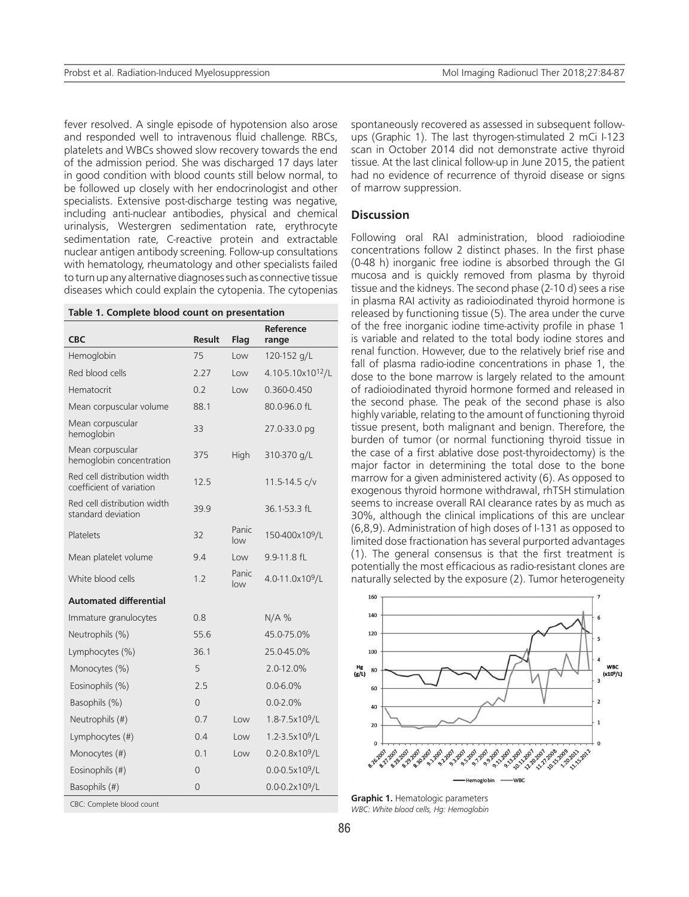fever resolved. A single episode of hypotension also arose and responded well to intravenous fluid challenge. RBCs, platelets and WBCs showed slow recovery towards the end of the admission period. She was discharged 17 days later in good condition with blood counts still below normal, to be followed up closely with her endocrinologist and other specialists. Extensive post-discharge testing was negative, including anti-nuclear antibodies, physical and chemical urinalysis, Westergren sedimentation rate, erythrocyte sedimentation rate, C-reactive protein and extractable nuclear antigen antibody screening. Follow-up consultations with hematology, rheumatology and other specialists failed to turn up any alternative diagnoses such as connective tissue diseases which could explain the cytopenia. The cytopenias spontaneously recovered as assessed in subsequent follow-ups (Graphic 1). The last thyrogen-stimulated 2 mCi I-123 scan in October 2014 did not demonstrate active thyroid tissue. At the last clinical follow-up in June 2015, the patient had no evidence of recurrence of thyroid disease or signs of marrow suppression.

**Table 1. Complete blood count on presentation**

| CBC | Result | Flag | Reference range |
|---|---|---|---|
| Hemoglobin | 75 | Low | 120-152 g/L |
| Red blood cells | 2.27 | Low | 4.10-5.10x$10^{12}$/L |
| Hematocrit | 0.2 | Low | 0.360-0.450 |
| Mean corpuscular volume | 88.1 | | 80.0-96.0 fL |
| Mean corpuscular hemoglobin | 33 | | 27.0-33.0 pg |
| Mean corpuscular hemoglobin concentration | 375 | High | 310-370 g/L |
| Red cell distribution width coefficient of variation | 12.5 | | 11.5-14.5 c/v |
| Red cell distribution width standard deviation | 39.9 | | 36.1-53.3 fL |
| Platelets | 32 | Panic low | 150-400x$10^9$/L |
| Mean platelet volume | 9.4 | Low | 9.9-11.8 fL |
| White blood cells | 1.2 | Panic low | 4.0-11.0x$10^9$/L |
| **Automated differential** | | | |
| Immature granulocytes | 0.8 | | N/A % |
| Neutrophils (%) | 55.6 | | 45.0-75.0% |
| Lymphocytes (%) | 36.1 | | 25.0-45.0% |
| Monocytes (%) | 5 | | 2.0-12.0% |
| Eosinophils (%) | 2.5 | | 0.0-6.0% |
| Basophils (%) | 0 | | 0.0-2.0% |
| Neutrophils (#) | 0.7 | Low | 1.8-7.5x$10^9$/L |
| Lymphocytes (#) | 0.4 | Low | 1.2-3.5x$10^9$/L |
| Monocytes (#) | 0.1 | Low | 0.2-0.8x$10^9$/L |
| Eosinophils (#) | 0 | | 0.0-0.5x$10^9$/L |
| Basophils (#) | 0 | | 0.0-0.2x$10^9$/L |

CBC: Complete blood count

## Discussion

Following oral RAI administration, blood radioiodine concentrations follow 2 distinct phases. In the first phase (0-48 h) inorganic free iodine is absorbed through the GI mucosa and is quickly removed from plasma by thyroid tissue and the kidneys. The second phase (2-10 d) sees a rise in plasma RAI activity as radioiodinated thyroid hormone is released by functioning tissue (5). The area under the curve of the free inorganic iodine time-activity profile in phase 1 is variable and related to the total body iodine stores and renal function. However, due to the relatively brief rise and fall of plasma radio-iodine concentrations in phase 1, the dose to the bone marrow is largely related to the amount of radioiodinated thyroid hormone formed and released in the second phase. The peak of the second phase is also highly variable, relating to the amount of functioning thyroid tissue present, both malignant and benign. Therefore, the burden of tumor (or normal functioning thyroid tissue in the case of a first ablative dose post-thyroidectomy) is the major factor in determining the total dose to the bone marrow for a given administered activity (6). As opposed to exogenous thyroid hormone withdrawal, rhTSH stimulation seems to increase overall RAI clearance rates by as much as 30%, although the clinical implications of this are unclear (6,8,9). Administration of high doses of I-131 as opposed to limited dose fractionation has several purported advantages (1). The general consensus is that the first treatment is potentially the most efficacious as radio-resistant clones are naturally selected by the exposure (2). Tumor heterogeneity

**Graphic 1.** Hematologic parameters
*WBC: White blood cells, Hg: Hemoglobin*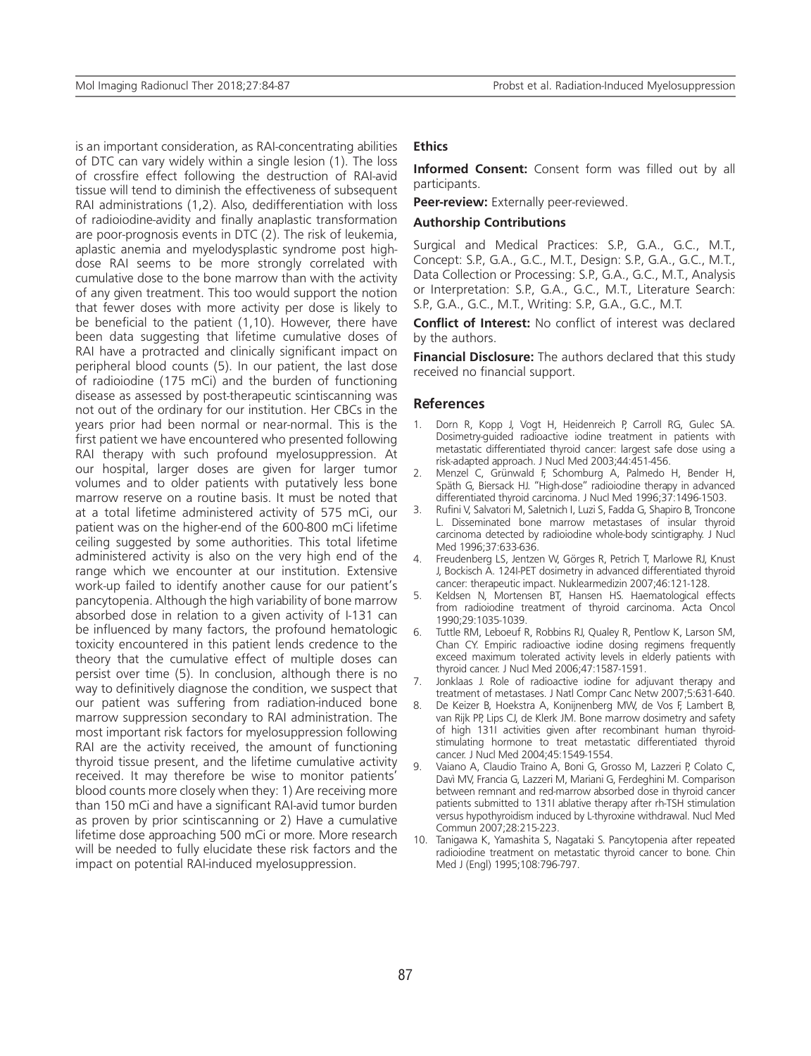is an important consideration, as RAI-concentrating abilities of DTC can vary widely within a single lesion (1). The loss of crossfire effect following the destruction of RAI-avid tissue will tend to diminish the effectiveness of subsequent RAI administrations (1,2). Also, dedifferentiation with loss of radioiodine-avidity and finally anaplastic transformation are poor-prognosis events in DTC (2). The risk of leukemia, aplastic anemia and myelodysplastic syndrome post high-dose RAI seems to be more strongly correlated with cumulative dose to the bone marrow than with the activity of any given treatment. This too would support the notion that fewer doses with more activity per dose is likely to be beneficial to the patient (1,10). However, there have been data suggesting that lifetime cumulative doses of RAI have a protracted and clinically significant impact on peripheral blood counts (5). In our patient, the last dose of radioiodine (175 mCi) and the burden of functioning disease as assessed by post-therapeutic scintiscanning was not out of the ordinary for our institution. Her CBCs in the years prior had been normal or near-normal. This is the first patient we have encountered who presented following RAI therapy with such profound myelosuppression. At our hospital, larger doses are given for larger tumor volumes and to older patients with putatively less bone marrow reserve on a routine basis. It must be noted that at a total lifetime administered activity of 575 mCi, our patient was on the higher-end of the 600-800 mCi lifetime ceiling suggested by some authorities. This total lifetime administered activity is also on the very high end of the range which we encounter at our institution. Extensive work-up failed to identify another cause for our patient's pancytopenia. Although the high variability of bone marrow absorbed dose in relation to a given activity of I-131 can be influenced by many factors, the profound hematologic toxicity encountered in this patient lends credence to the theory that the cumulative effect of multiple doses can persist over time (5). In conclusion, although there is no way to definitively diagnose the condition, we suspect that our patient was suffering from radiation-induced bone marrow suppression secondary to RAI administration. The most important risk factors for myelosuppression following RAI are the activity received, the amount of functioning thyroid tissue present, and the lifetime cumulative activity received. It may therefore be wise to monitor patients' blood counts more closely when they: 1) Are receiving more than 150 mCi and have a significant RAI-avid tumor burden as proven by prior scintiscanning or 2) Have a cumulative lifetime dose approaching 500 mCi or more. More research will be needed to fully elucidate these risk factors and the impact on potential RAI-induced myelosuppression.

### Ethics

**Informed Consent:** Consent form was filled out by all participants.

**Peer-review:** Externally peer-reviewed.

### Authorship Contributions

Surgical and Medical Practices: S.P., G.A., G.C., M.T., Concept: S.P., G.A., G.C., M.T., Design: S.P., G.A., G.C., M.T., Data Collection or Processing: S.P., G.A., G.C., M.T., Analysis or Interpretation: S.P., G.A., G.C., M.T., Literature Search: S.P., G.A., G.C., M.T., Writing: S.P., G.A., G.C., M.T.

**Conflict of Interest:** No conflict of interest was declared by the authors.

**Financial Disclosure:** The authors declared that this study received no financial support.

## References

1. Dorn R, Kopp J, Vogt H, Heidenreich P, Carroll RG, Gulec SA. Dosimetry-guided radioactive iodine treatment in patients with metastatic differentiated thyroid cancer: largest safe dose using a risk-adapted approach. J Nucl Med 2003;44:451-456.
2. Menzel C, Grünwald F, Schomburg A, Palmedo H, Bender H, Späth G, Biersack HJ. "High-dose" radioiodine therapy in advanced differentiated thyroid carcinoma. J Nucl Med 1996;37:1496-1503.
3. Rufini V, Salvatori M, Saletnich I, Luzi S, Fadda G, Shapiro B, Troncone L. Disseminated bone marrow metastases of insular thyroid carcinoma detected by radioiodine whole-body scintigraphy. J Nucl Med 1996;37:633-636.
4. Freudenberg LS, Jentzen W, Görges R, Petrich T, Marlowe RJ, Knust J, Bockisch A. 124I-PET dosimetry in advanced differentiated thyroid cancer: therapeutic impact. Nuklearmedizin 2007;46:121-128.
5. Keldsen N, Mortensen BT, Hansen HS. Haematological effects from radioiodine treatment of thyroid carcinoma. Acta Oncol 1990;29:1035-1039.
6. Tuttle RM, Leboeuf R, Robbins RJ, Qualey R, Pentlow K, Larson SM, Chan CY. Empiric radioactive iodine dosing regimens frequently exceed maximum tolerated activity levels in elderly patients with thyroid cancer. J Nucl Med 2006;47:1587-1591.
7. Jonklaas J. Role of radioactive iodine for adjuvant therapy and treatment of metastases. J Natl Compr Canc Netw 2007;5:631-640.
8. De Keizer B, Hoekstra A, Konijnenberg MW, de Vos F, Lambert B, van Rijk PP, Lips CJ, de Klerk JM. Bone marrow dosimetry and safety of high 131I activities given after recombinant human thyroid-stimulating hormone to treat metastatic differentiated thyroid cancer. J Nucl Med 2004;45:1549-1554.
9. Vaiano A, Claudio Traino A, Boni G, Grosso M, Lazzeri P, Colato C, Davì MV, Francia G, Lazzeri M, Mariani G, Ferdeghini M. Comparison between remnant and red-marrow absorbed dose in thyroid cancer patients submitted to 131I ablative therapy after rh-TSH stimulation versus hypothyroidism induced by L-thyroxine withdrawal. Nucl Med Commun 2007;28:215-223.
10. Tanigawa K, Yamashita S, Nagataki S. Pancytopenia after repeated radioiodine treatment on metastatic thyroid cancer to bone. Chin Med J (Engl) 1995;108:796-797.